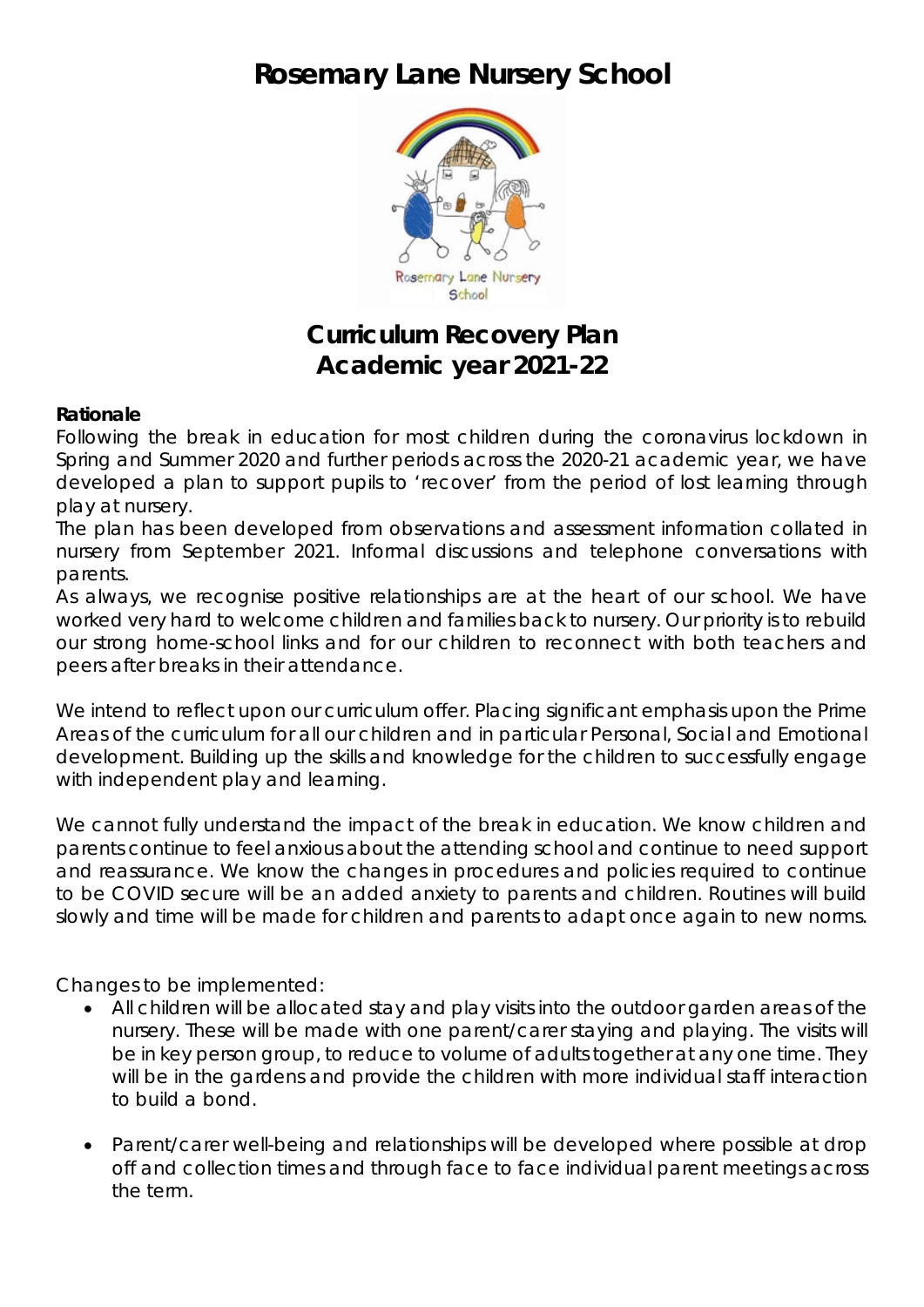# Rosemary Lane Nursery School

## Curriculum Recovery Plan
## Academic year 2021-22

**Rationale**

Following the break in education for most children during the coronavirus lockdown in Spring and Summer 2020 and further periods across the 2020-21 academic year, we have developed a plan to support pupils to 'recover' from the period of lost learning through play at nursery.

The plan has been developed from observations and assessment information collated in nursery from September 2021. Informal discussions and telephone conversations with parents.

As always, we recognise positive relationships are at the heart of our school. We have worked very hard to welcome children and families back to nursery. Our priority is to rebuild our strong home-school links and for our children to reconnect with both teachers and peers after breaks in their attendance.

We intend to reflect upon our curriculum offer. Placing significant emphasis upon the Prime Areas of the curriculum for all our children and in particular Personal, Social and Emotional development. Building up the skills and knowledge for the children to successfully engage with independent play and learning.

We cannot fully understand the impact of the break in education. We know children and parents continue to feel anxious about the attending school and continue to need support and reassurance. We know the changes in procedures and policies required to continue to be COVID secure will be an added anxiety to parents and children. Routines will build slowly and time will be made for children and parents to adapt once again to new norms.

Changes to be implemented:

- All children will be allocated stay and play visits into the outdoor garden areas of the nursery. These will be made with one parent/carer staying and playing. The visits will be in key person group, to reduce to volume of adults together at any one time. They will be in the gardens and provide the children with more individual staff interaction to build a bond.
- Parent/carer well-being and relationships will be developed where possible at drop off and collection times and through face to face individual parent meetings across the term.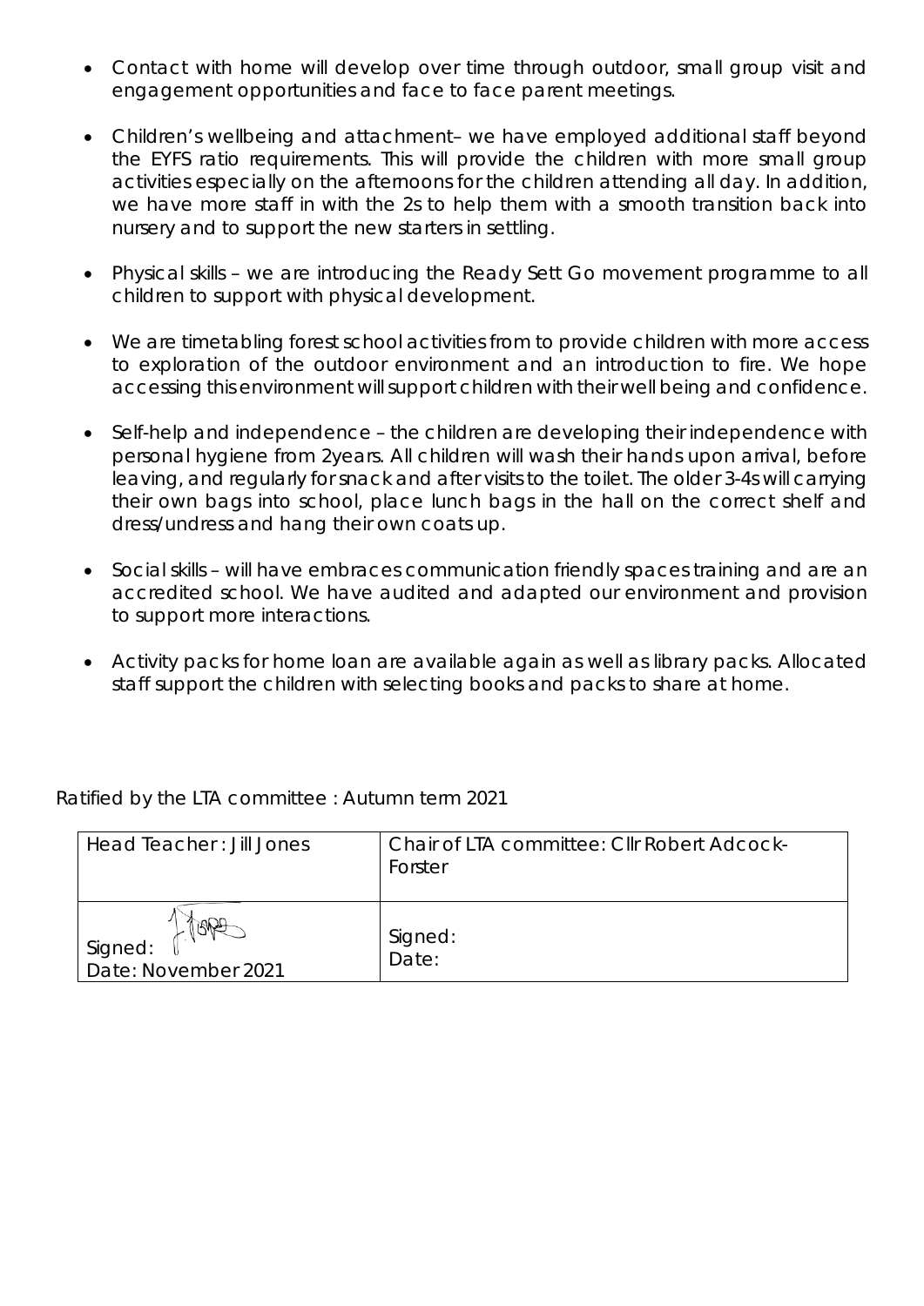- Contact with home will develop over time through outdoor, small group visit and engagement opportunities and face to face parent meetings.

- Children's wellbeing and attachment– we have employed additional staff beyond the EYFS ratio requirements. This will provide the children with more small group activities especially on the afternoons for the children attending all day. In addition, we have more staff in with the 2s to help them with a smooth transition back into nursery and to support the new starters in settling.

- Physical skills – we are introducing the Ready Sett Go movement programme to all children to support with physical development.

- We are timetabling forest school activities from to provide children with more access to exploration of the outdoor environment and an introduction to fire. We hope accessing this environment will support children with their well being and confidence.

- Self-help and independence – the children are developing their independence with personal hygiene from 2years. All children will wash their hands upon arrival, before leaving, and regularly for snack and after visits to the toilet. The older 3-4s will carrying their own bags into school, place lunch bags in the hall on the correct shelf and dress/undress and hang their own coats up.

- Social skills – will have embraces communication friendly spaces training and are an accredited school. We have audited and adapted our environment and provision to support more interactions.

- Activity packs for home loan are available again as well as library packs. Allocated staff support the children with selecting books and packs to share at home.

Ratified by the LTA committee : Autumn term 2021

| Head Teacher : Jill Jones | Chair of LTA committee: Cllr Robert Adcock-Forster |
|---|---|
| Signed:<br>Date: November 2021 | Signed:<br>Date: |